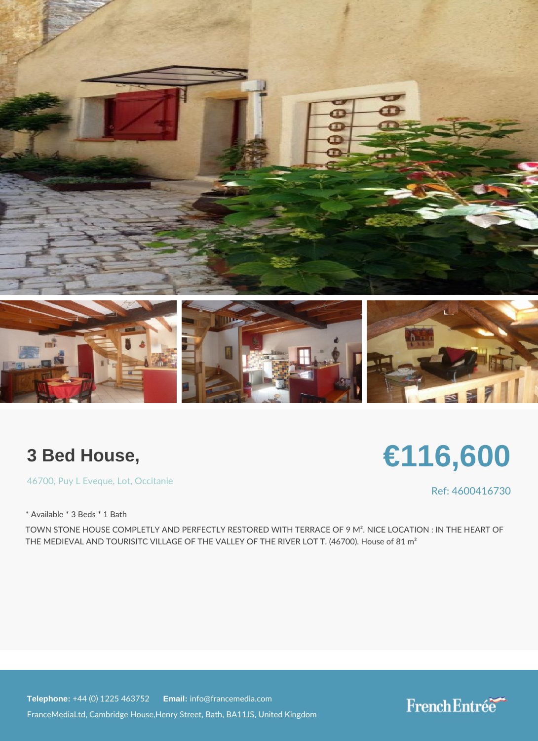# 3 Bed House,

46700, Puy L Eveque, Lot, Occitanie

**€116,600**

Ref: 4600416730

* Available * 3 Beds * 1 Bath

TOWN STONE HOUSE COMPLETLY AND PERFECTLY RESTORED WITH TERRACE OF 9 M². NICE LOCATION : IN THE HEART OF THE MEDIEVAL AND TOURISITC VILLAGE OF THE VALLEY OF THE RIVER LOT T. (46700). House of 81 m²

**Telephone:** +44 (0) 1225 463752 **Email:** info@francemedia.com

FranceMediaLtd, Cambridge House,Henry Street, Bath, BA11JS, United Kingdom

FrenchEntrée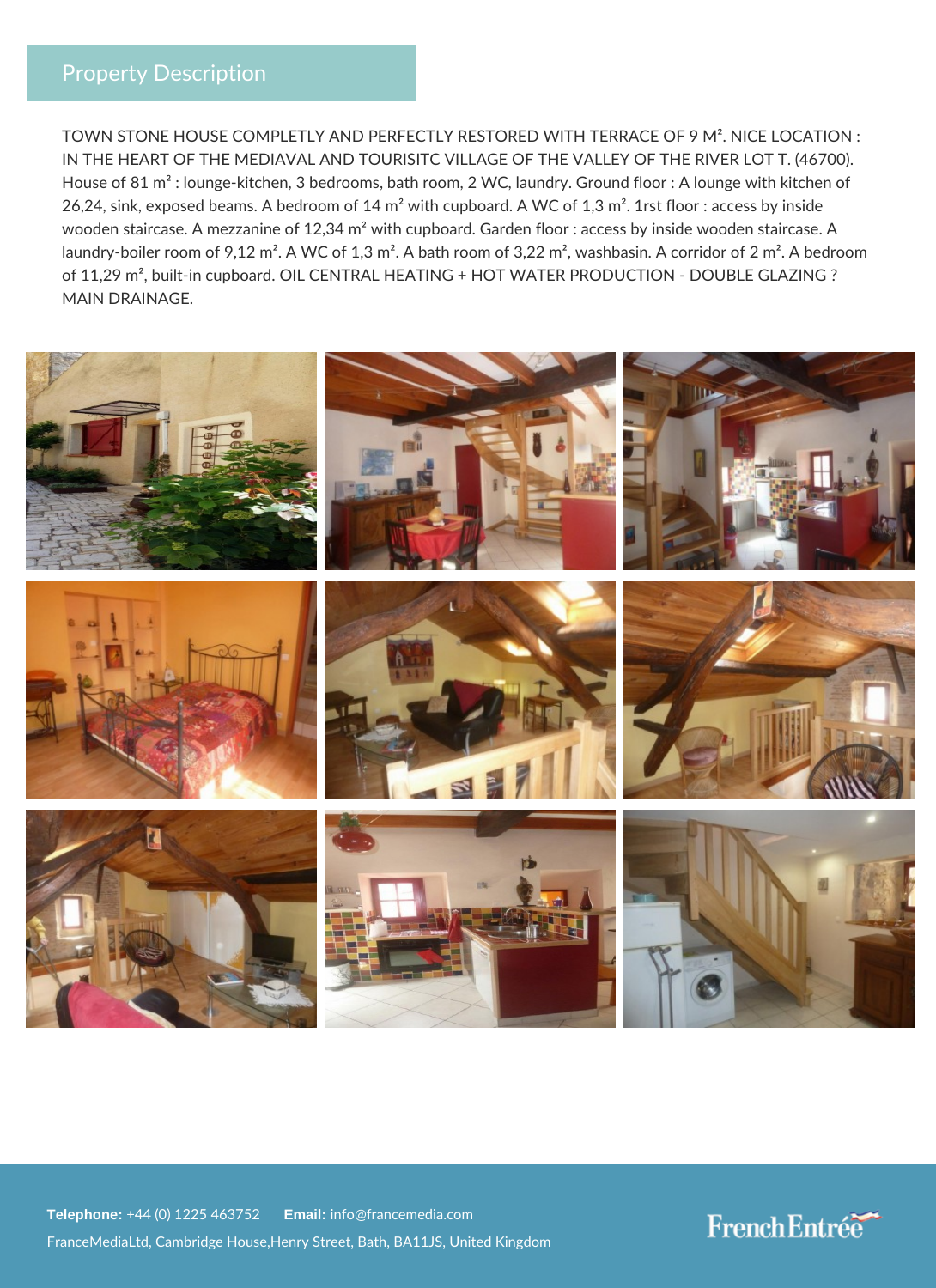## Property Description

TOWN STONE HOUSE COMPLETLY AND PERFECTLY RESTORED WITH TERRACE OF 9 M². NICE LOCATION : IN THE HEART OF THE MEDIAVAL AND TOURISITC VILLAGE OF THE VALLEY OF THE RIVER LOT T. (46700). House of 81 m² : lounge-kitchen, 3 bedrooms, bath room, 2 WC, laundry. Ground floor : A lounge with kitchen of 26,24, sink, exposed beams. A bedroom of 14 m² with cupboard. A WC of 1,3 m². 1rst floor : access by inside wooden staircase. A mezzanine of 12,34 m² with cupboard. Garden floor : access by inside wooden staircase. A laundry-boiler room of 9,12 m². A WC of 1,3 m². A bath room of 3,22 m², washbasin. A corridor of 2 m². A bedroom of 11,29 m², built-in cupboard. OIL CENTRAL HEATING + HOT WATER PRODUCTION - DOUBLE GLAZING ? MAIN DRAINAGE.

**Telephone:** +44 (0) 1225 463752 **Email:** info@francemedia.com

FranceMediaLtd, Cambridge House,Henry Street, Bath, BA11JS, United Kingdom

FrenchEntrée